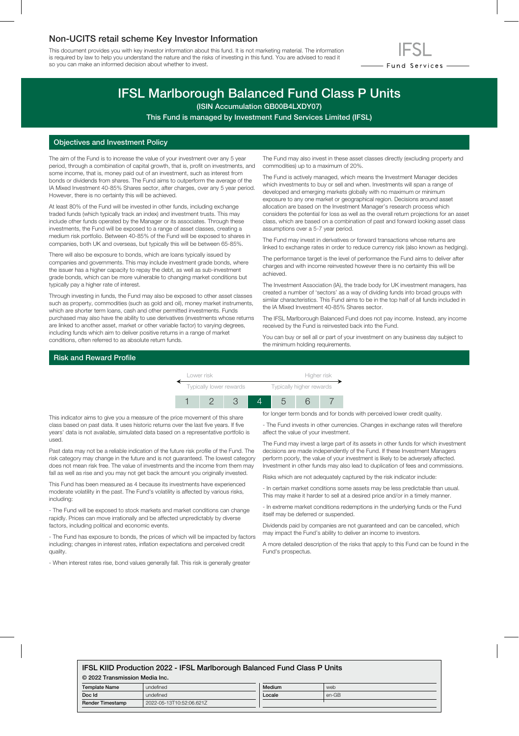## Non-UCITS retail scheme Key Investor Information

This document provides you with key investor information about this fund. It is not marketing material. The information is required by law to help you understand the nature and the risks of investing in this fund. You are advised to read it so you can make an informed decision about whether to invest.

IFSL Fund Services

# IFSL Marlborough Balanced Fund Class P Units

**(ISIN Accumulation GB00B4LXDY07)**

**This Fund is managed by Investment Fund Services Limited (IFSL)**

## Objectives and Investment Policy

The aim of the Fund is to increase the value of your investment over any 5 year period, through a combination of capital growth, that is, profit on investments, and some income, that is, money paid out of an investment, such as interest from bonds or dividends from shares. The Fund aims to outperform the average of the IA Mixed Investment 40-85% Shares sector, after charges, over any 5 year period. However, there is no certainty this will be achieved.

At least 80% of the Fund will be invested in other funds, including exchange traded funds (which typically track an index) and investment trusts. This may include other funds operated by the Manager or its associates. Through these investments, the Fund will be exposed to a range of asset classes, creating a medium risk portfolio. Between 40-85% of the Fund will be exposed to shares in companies, both UK and overseas, but typically this will be between 65-85%.

There will also be exposure to bonds, which are loans typically issued by companies and governments. This may include investment grade bonds, where the issuer has a higher capacity to repay the debt, as well as sub-investment grade bonds, which can be more vulnerable to changing market conditions but typically pay a higher rate of interest.

Through investing in funds, the Fund may also be exposed to other asset classes such as property, commodities (such as gold and oil), money market instruments, which are shorter term loans, cash and other permitted investments. Funds purchased may also have the ability to use derivatives (investments whose returns are linked to another asset, market or other variable factor) to varying degrees, including funds which aim to deliver positive returns in a range of market conditions, often referred to as absolute return funds.

The Fund may also invest in these asset classes directly (excluding property and commodities) up to a maximum of 20%.

The Fund is actively managed, which means the Investment Manager decides which investments to buy or sell and when. Investments will span a range of developed and emerging markets globally with no maximum or minimum exposure to any one market or geographical region. Decisions around asset allocation are based on the Investment Manager's research process which considers the potential for loss as well as the overall return projections for an asset class, which are based on a combination of past and forward looking asset class assumptions over a 5-7 year period.

The Fund may invest in derivatives or forward transactions whose returns are linked to exchange rates in order to reduce currency risk (also known as hedging).

The performance target is the level of performance the Fund aims to deliver after charges and with income reinvested however there is no certainty this will be achieved.

The Investment Association (IA), the trade body for UK investment managers, has created a number of 'sectors' as a way of dividing funds into broad groups with similar characteristics. This Fund aims to be in the top half of all funds included in the IA Mixed Investment 40-85% Shares sector.

The IFSL Marlborough Balanced Fund does not pay income. Instead, any income received by the Fund is reinvested back into the Fund.

You can buy or sell all or part of your investment on any business day subject to the minimum holding requirements.

## Risk and Reward Profile

| Lower risk | | | | | | Higher risk |
|---|---|---|---|---|---|---|
| Typically lower rewards | | | | | | Typically higher rewards |
| 1 | 2 | 3 | **4** | 5 | 6 | 7 |

This indicator aims to give you a measure of the price movement of this share class based on past data. It uses historic returns over the last five years. If five years' data is not available, simulated data based on a representative portfolio is used.

Past data may not be a reliable indication of the future risk profile of the Fund. The risk category may change in the future and is not guaranteed. The lowest category does not mean risk free. The value of investments and the income from them may fall as well as rise and you may not get back the amount you originally invested.

This Fund has been measured as 4 because its investments have experienced moderate volatility in the past. The Fund's volatility is affected by various risks, including:

- The Fund will be exposed to stock markets and market conditions can change rapidly. Prices can move irrationally and be affected unpredictably by diverse factors, including political and economic events.

- The Fund has exposure to bonds, the prices of which will be impacted by factors including; changes in interest rates, inflation expectations and perceived credit quality.

- When interest rates rise, bond values generally fall. This risk is generally greater for longer term bonds and for bonds with perceived lower credit quality.

- The Fund invests in other currencies. Changes in exchange rates will therefore affect the value of your investment.

The Fund may invest a large part of its assets in other funds for which investment decisions are made independently of the Fund. If these Investment Managers perform poorly, the value of your investment is likely to be adversely affected. Investment in other funds may also lead to duplication of fees and commissions.

Risks which are not adequately captured by the risk indicator include:

- In certain market conditions some assets may be less predictable than usual. This may make it harder to sell at a desired price and/or in a timely manner.

- In extreme market conditions redemptions in the underlying funds or the Fund itself may be deferred or suspended.

Dividends paid by companies are not guaranteed and can be cancelled, which may impact the Fund's ability to deliver an income to investors.

A more detailed description of the risks that apply to this Fund can be found in the Fund's prospectus.

**IFSL KIID Production 2022 - IFSL Marlborough Balanced Fund Class P Units**

**© 2022 Transmission Media Inc.**

| Template Name | undefined | Medium | web |
|---|---|---|---|
| Doc Id | undefined | Locale | en-GB |
| Render Timestamp | 2022-05-13T10:52:06.621Z | | |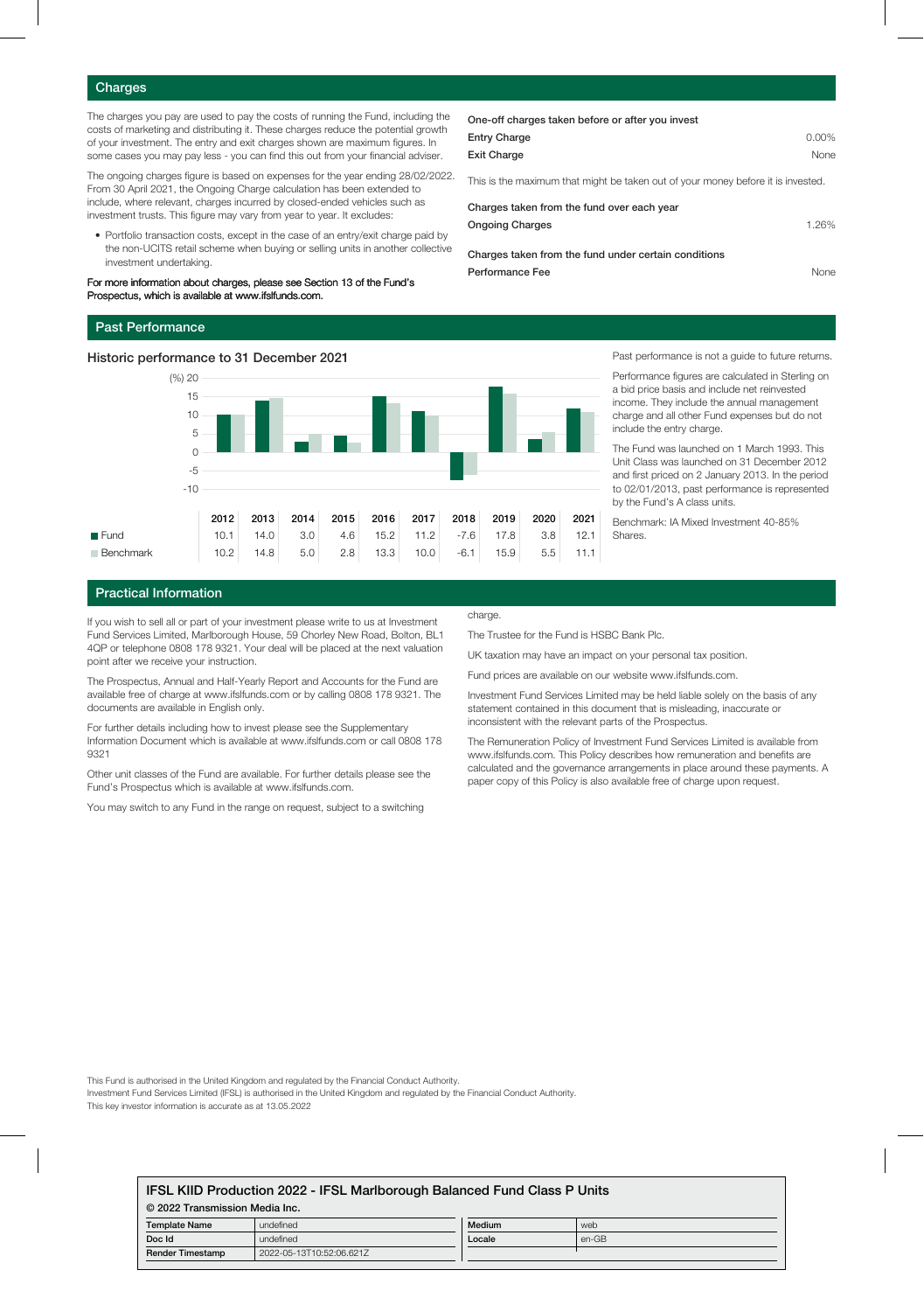## Charges

The charges you pay are used to pay the costs of running the Fund, including the costs of marketing and distributing it. These charges reduce the potential growth of your investment. The entry and exit charges shown are maximum figures. In some cases you may pay less - you can find this out from your financial adviser.

The ongoing charges figure is based on expenses for the year ending 28/02/2022. From 30 April 2021, the Ongoing Charge calculation has been extended to include, where relevant, charges incurred by closed-ended vehicles such as investment trusts. This figure may vary from year to year. It excludes:

- Portfolio transaction costs, except in the case of an entry/exit charge paid by the non-UCITS retail scheme when buying or selling units in another collective investment undertaking.

**For more information about charges, please see Section 13 of the Fund's Prospectus, which is available at www.ifslfunds.com.**

| | |
|---|---|
| **One-off charges taken before or after you invest** | |
| **Entry Charge** | 0.00% |
| **Exit Charge** | None |
| This is the maximum that might be taken out of your money before it is invested. | |
| **Charges taken from the fund over each year** | |
| **Ongoing Charges** | 1.26% |
| **Charges taken from the fund under certain conditions** | |
| **Performance Fee** | None |

## Past Performance

### Historic performance to 31 December 2021

(%) 20
15
10
5
0
-5
-10

| | 2012 | 2013 | 2014 | 2015 | 2016 | 2017 | 2018 | 2019 | 2020 | 2021 |
|---|---|---|---|---|---|---|---|---|---|---|
| Fund | 10.1 | 14.0 | 3.0 | 4.6 | 15.2 | 11.2 | -7.6 | 17.8 | 3.8 | 12.1 |
| Benchmark | 10.2 | 14.8 | 5.0 | 2.8 | 13.3 | 10.0 | -6.1 | 15.9 | 5.5 | 11.1 |

Past performance is not a guide to future returns.

Performance figures are calculated in Sterling on a bid price basis and include net reinvested income. They include the annual management charge and all other Fund expenses but do not include the entry charge.

The Fund was launched on 1 March 1993. This Unit Class was launched on 31 December 2012 and first priced on 2 January 2013. In the period to 02/01/2013, past performance is represented by the Fund's A class units.

Benchmark: IA Mixed Investment 40-85% Shares.

## Practical Information

If you wish to sell all or part of your investment please write to us at Investment Fund Services Limited, Marlborough House, 59 Chorley New Road, Bolton, BL1 4QP or telephone 0808 178 9321. Your deal will be placed at the next valuation point after we receive your instruction.

The Prospectus, Annual and Half-Yearly Report and Accounts for the Fund are available free of charge at www.ifslfunds.com or by calling 0808 178 9321. The documents are available in English only.

For further details including how to invest please see the Supplementary Information Document which is available at www.ifslfunds.com or call 0808 178 9321

Other unit classes of the Fund are available. For further details please see the Fund's Prospectus which is available at www.ifslfunds.com.

You may switch to any Fund in the range on request, subject to a switching charge.

The Trustee for the Fund is HSBC Bank Plc.

UK taxation may have an impact on your personal tax position.

Fund prices are available on our website www.ifslfunds.com.

Investment Fund Services Limited may be held liable solely on the basis of any statement contained in this document that is misleading, inaccurate or inconsistent with the relevant parts of the Prospectus.

The Remuneration Policy of Investment Fund Services Limited is available from www.ifslfunds.com. This Policy describes how remuneration and benefits are calculated and the governance arrangements in place around these payments. A paper copy of this Policy is also available free of charge upon request.

This Fund is authorised in the United Kingdom and regulated by the Financial Conduct Authority.
Investment Fund Services Limited (IFSL) is authorised in the United Kingdom and regulated by the Financial Conduct Authority.
This key investor information is accurate as at 13.05.2022